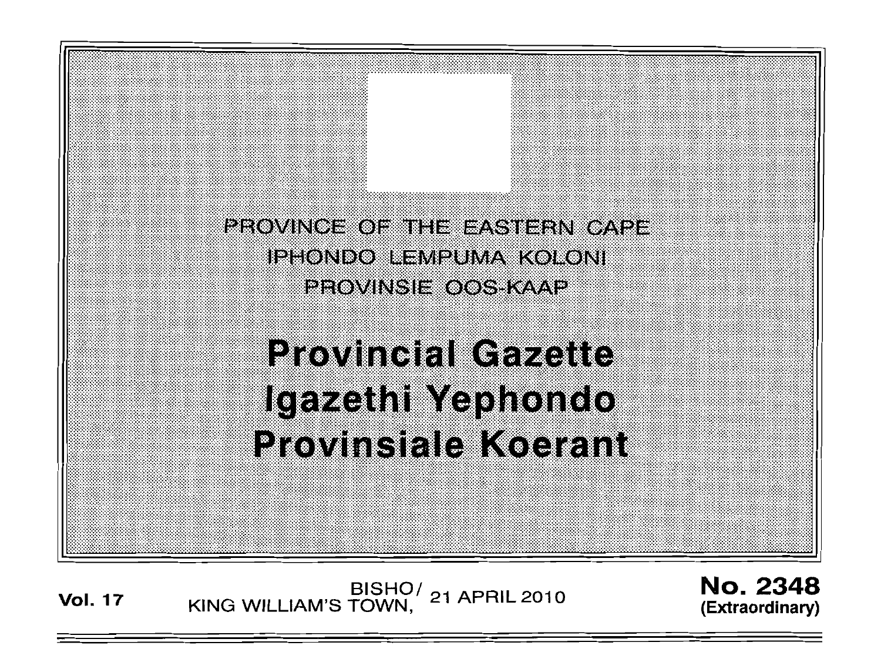PROVINCE OF THE EASTERN CAPE

IPHONDO LEMPUMA KOLONI

PROVINSIE OOS-KAAP

# Provincial Gazette
# Igazethi Yephondo
# Provinsiale Koerant

**Vol. 17** BISHO/ KING WILLIAM'S TOWN, 21 APRIL 2010 **No. 2348 (Extraordinary)**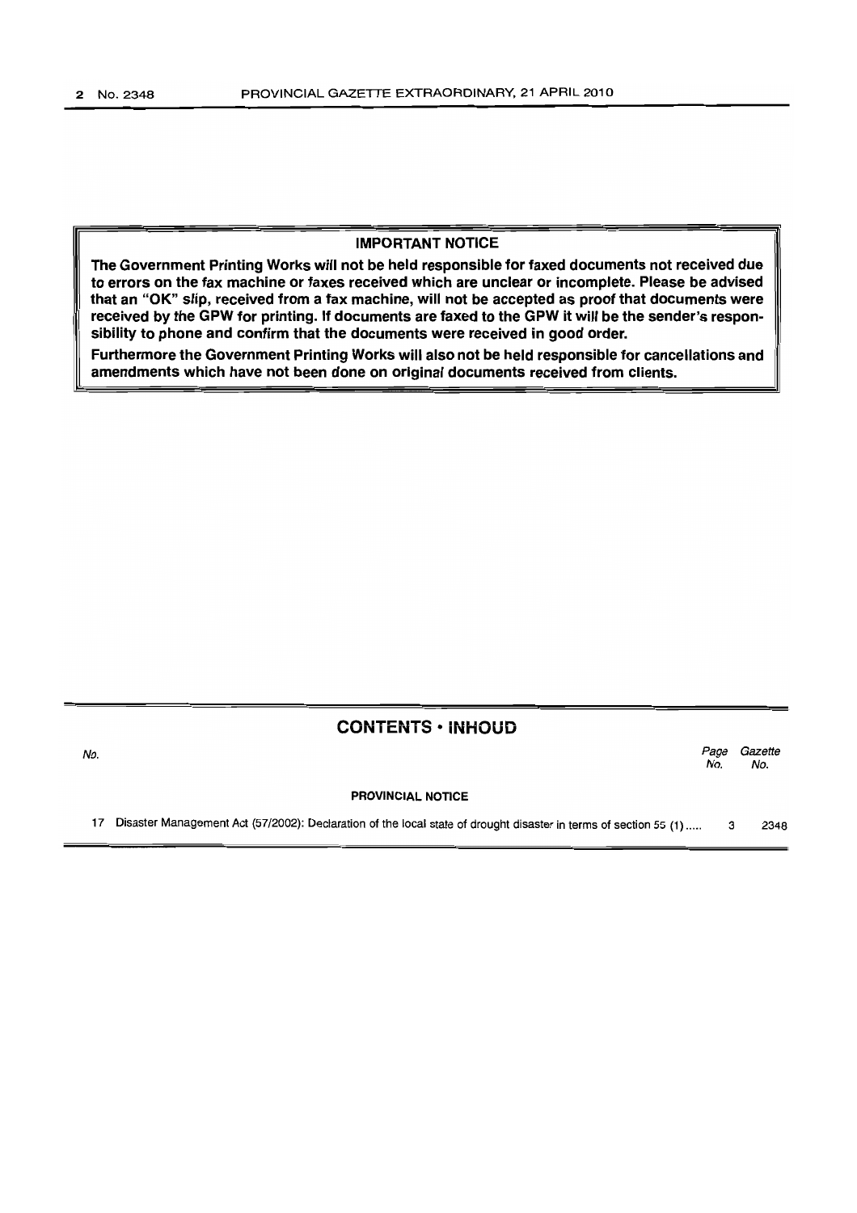## IMPORTANT NOTICE

**The Government Printing Works will not be held responsible for faxed documents not received due to errors on the fax machine or faxes received which are unclear or incomplete. Please be advised that an "OK" slip, received from a fax machine, will not be accepted as proof that documents were received by the GPW for printing. If documents are faxed to the GPW it will be the sender's responsibility to phone and confirm that the documents were received in good order.**

**Furthermore the Government Printing Works will also not be held responsible for cancellations and amendments which have not been done on original documents received from clients.**

## CONTENTS • INHOUD

| *No.* | | *Page No.* | *Gazette No.* |
|---|---|---|---|
| | **PROVINCIAL NOTICE** | | |
| 17 | Disaster Management Act (57/2002): Declaration of the local state of drought disaster in terms of section 55 (1)..... | 3 | 2348 |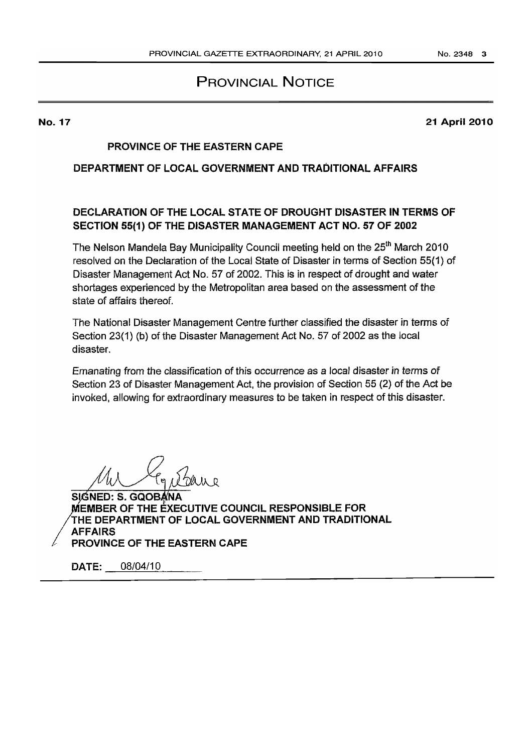# PROVINCIAL NOTICE

**No. 17** **21 April 2010**

**PROVINCE OF THE EASTERN CAPE**

**DEPARTMENT OF LOCAL GOVERNMENT AND TRADITIONAL AFFAIRS**

**DECLARATION OF THE LOCAL STATE OF DROUGHT DISASTER IN TERMS OF SECTION 55(1) OF THE DISASTER MANAGEMENT ACT NO. 57 OF 2002**

The Nelson Mandela Bay Municipality Council meeting held on the 25th March 2010 resolved on the Declaration of the Local State of Disaster in terms of Section 55(1) of Disaster Management Act No. 57 of 2002. This is in respect of drought and water shortages experienced by the Metropolitan area based on the assessment of the state of affairs thereof.

The National Disaster Management Centre further classified the disaster in terms of Section 23(1) (b) of the Disaster Management Act No. 57 of 2002 as the local disaster.

Emanating from the classification of this occurrence as a local disaster in terms of Section 23 of Disaster Management Act, the provision of Section 55 (2) of the Act be invoked, allowing for extraordinary measures to be taken in respect of this disaster.

**SIGNED: S. GQOBANA**
**MEMBER OF THE EXECUTIVE COUNCIL RESPONSIBLE FOR THE DEPARTMENT OF LOCAL GOVERNMENT AND TRADITIONAL AFFAIRS**
**PROVINCE OF THE EASTERN CAPE**

**DATE:** 08/04/10